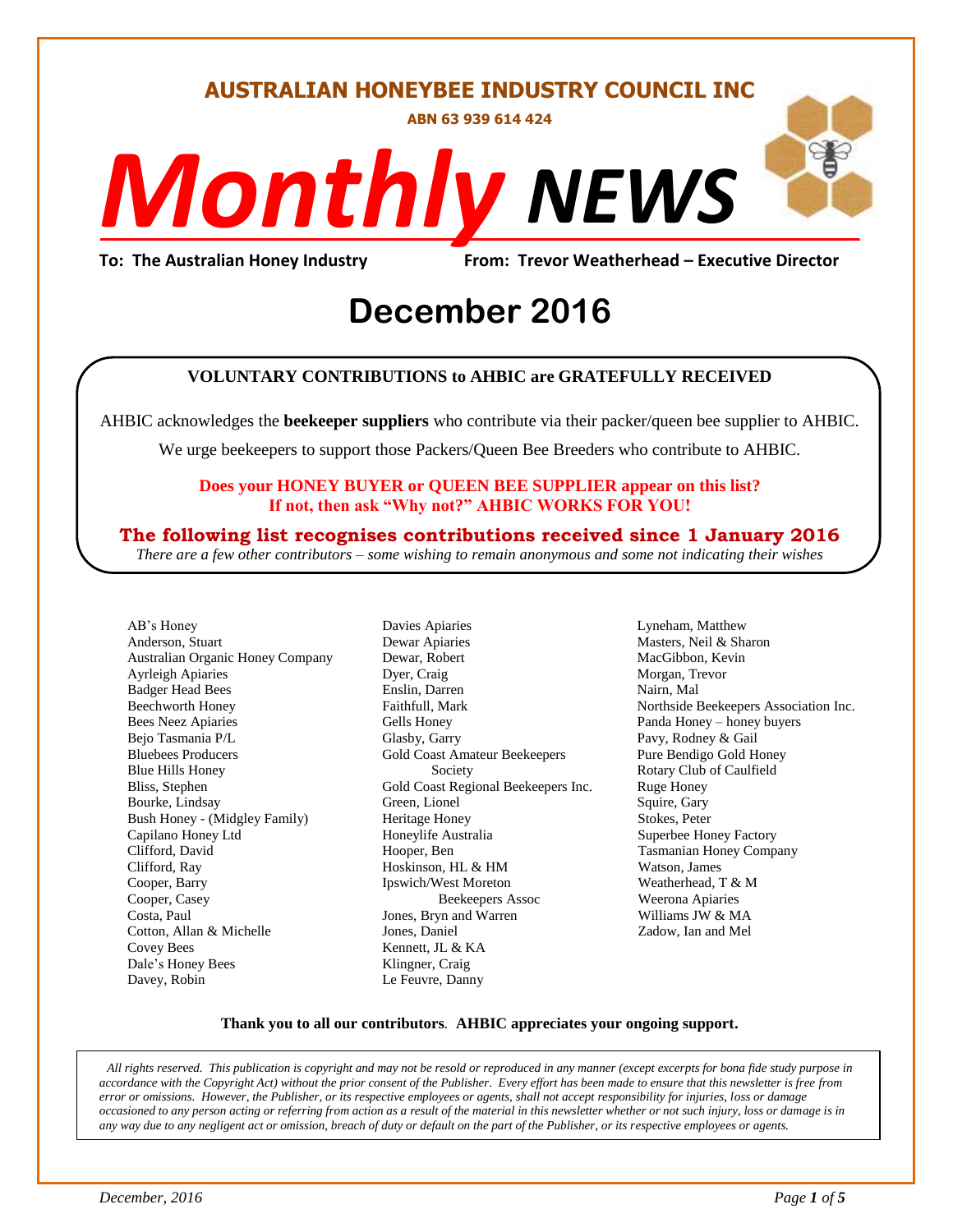# AUSTRALIAN HONEYBEE INDUSTRY COUNCIL INC

**ABN 63 939 614 424**

# *Monthly NEWS*

**To: The Australian Honey Industry** **From: Trevor Weatherhead – Executive Director**

## December 2016

**VOLUNTARY CONTRIBUTIONS to AHBIC are GRATEFULLY RECEIVED**

AHBIC acknowledges the **beekeeper suppliers** who contribute via their packer/queen bee supplier to AHBIC.

We urge beekeepers to support those Packers/Queen Bee Breeders who contribute to AHBIC.

**Does your HONEY BUYER or QUEEN BEE SUPPLIER appear on this list?**
**If not, then ask "Why not?" AHBIC WORKS FOR YOU!**

**The following list recognises contributions received since 1 January 2016**

*There are a few other contributors – some wishing to remain anonymous and some not indicating their wishes*

AB's Honey
Anderson, Stuart
Australian Organic Honey Company
Ayrleigh Apiaries
Badger Head Bees
Beechworth Honey
Bees Neez Apiaries
Bejo Tasmania P/L
Bluebees Producers
Blue Hills Honey
Bliss, Stephen
Bourke, Lindsay
Bush Honey - (Midgley Family)
Capilano Honey Ltd
Clifford, David
Clifford, Ray
Cooper, Barry
Cooper, Casey
Costa, Paul
Cotton, Allan & Michelle
Covey Bees
Dale's Honey Bees
Davey, Robin
Davies Apiaries
Dewar Apiaries
Dewar, Robert
Dyer, Craig
Enslin, Darren
Faithfull, Mark
Gells Honey
Glasby, Garry
Gold Coast Amateur Beekeepers Society
Gold Coast Regional Beekeepers Inc.
Green, Lionel
Heritage Honey
Honeylife Australia
Hooper, Ben
Hoskinson, HL & HM
Ipswich/West Moreton Beekeepers Assoc
Jones, Bryn and Warren
Jones, Daniel
Kennett, JL & KA
Klingner, Craig
Le Feuvre, Danny
Lyneham, Matthew
Masters, Neil & Sharon
MacGibbon, Kevin
Morgan, Trevor
Nairn, Mal
Northside Beekeepers Association Inc.
Panda Honey – honey buyers
Pavy, Rodney & Gail
Pure Bendigo Gold Honey
Rotary Club of Caulfield
Ruge Honey
Squire, Gary
Stokes, Peter
Superbee Honey Factory
Tasmanian Honey Company
Watson, James
Weatherhead, T & M
Weerona Apiaries
Williams JW & MA
Zadow, Ian and Mel

**Thank you to all our contributors. AHBIC appreciates your ongoing support.**

*All rights reserved. This publication is copyright and may not be resold or reproduced in any manner (except excerpts for bona fide study purpose in accordance with the Copyright Act) without the prior consent of the Publisher. Every effort has been made to ensure that this newsletter is free from error or omissions. However, the Publisher, or its respective employees or agents, shall not accept responsibility for injuries, loss or damage occasioned to any person acting or referring from action as a result of the material in this newsletter whether or not such injury, loss or damage is in any way due to any negligent act or omission, breach of duty or default on the part of the Publisher, or its respective employees or agents.*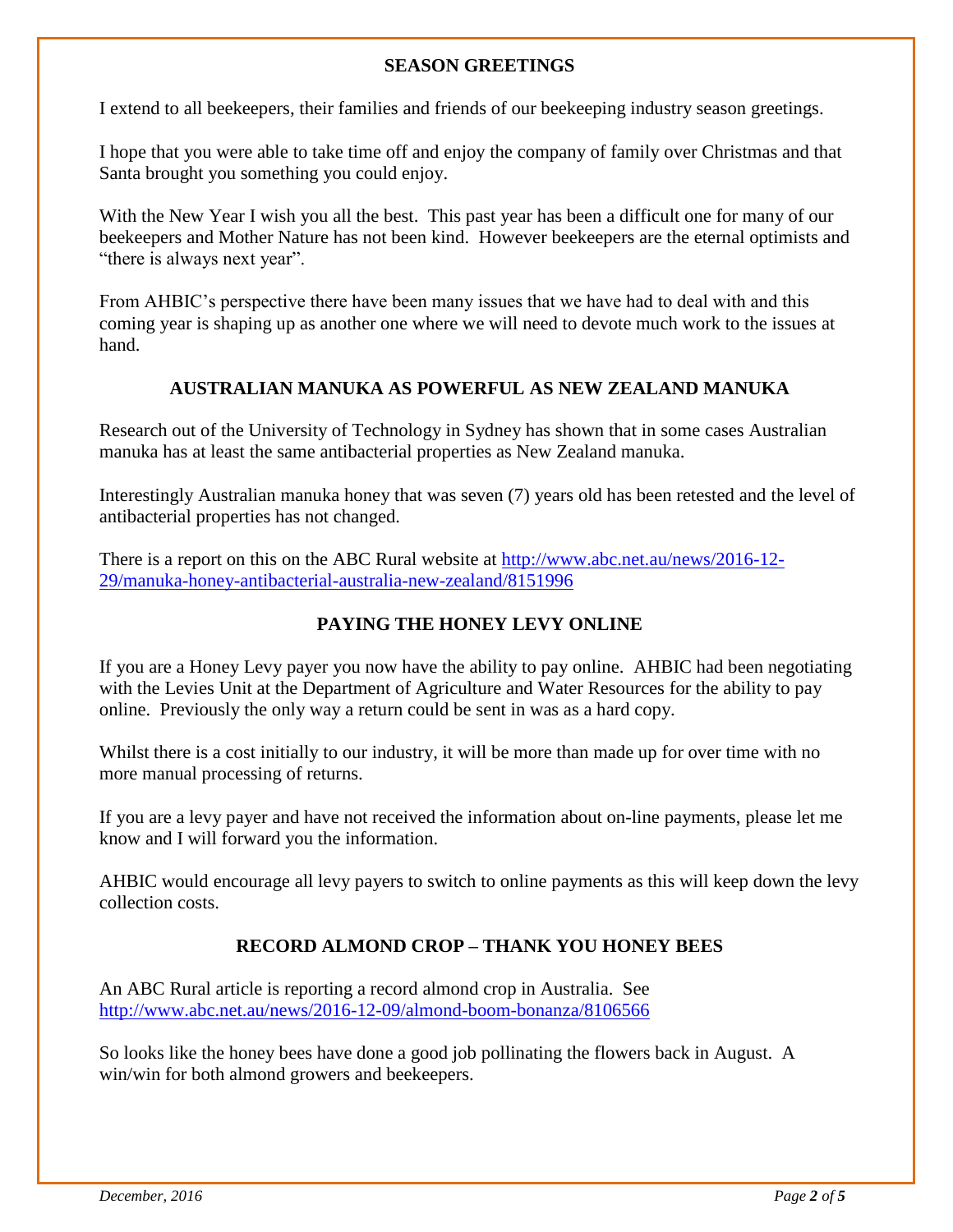## SEASON GREETINGS

I extend to all beekeepers, their families and friends of our beekeeping industry season greetings.

I hope that you were able to take time off and enjoy the company of family over Christmas and that Santa brought you something you could enjoy.

With the New Year I wish you all the best. This past year has been a difficult one for many of our beekeepers and Mother Nature has not been kind. However beekeepers are the eternal optimists and "there is always next year".

From AHBIC's perspective there have been many issues that we have had to deal with and this coming year is shaping up as another one where we will need to devote much work to the issues at hand.

## AUSTRALIAN MANUKA AS POWERFUL AS NEW ZEALAND MANUKA

Research out of the University of Technology in Sydney has shown that in some cases Australian manuka has at least the same antibacterial properties as New Zealand manuka.

Interestingly Australian manuka honey that was seven (7) years old has been retested and the level of antibacterial properties has not changed.

There is a report on this on the ABC Rural website at [http://www.abc.net.au/news/2016-12-29/manuka-honey-antibacterial-australia-new-zealand/8151996](http://www.abc.net.au/news/2016-12-29/manuka-honey-antibacterial-australia-new-zealand/8151996)

## PAYING THE HONEY LEVY ONLINE

If you are a Honey Levy payer you now have the ability to pay online. AHBIC had been negotiating with the Levies Unit at the Department of Agriculture and Water Resources for the ability to pay online. Previously the only way a return could be sent in was as a hard copy.

Whilst there is a cost initially to our industry, it will be more than made up for over time with no more manual processing of returns.

If you are a levy payer and have not received the information about on-line payments, please let me know and I will forward you the information.

AHBIC would encourage all levy payers to switch to online payments as this will keep down the levy collection costs.

## RECORD ALMOND CROP – THANK YOU HONEY BEES

An ABC Rural article is reporting a record almond crop in Australia. See [http://www.abc.net.au/news/2016-12-09/almond-boom-bonanza/8106566](http://www.abc.net.au/news/2016-12-09/almond-boom-bonanza/8106566)

So looks like the honey bees have done a good job pollinating the flowers back in August. A win/win for both almond growers and beekeepers.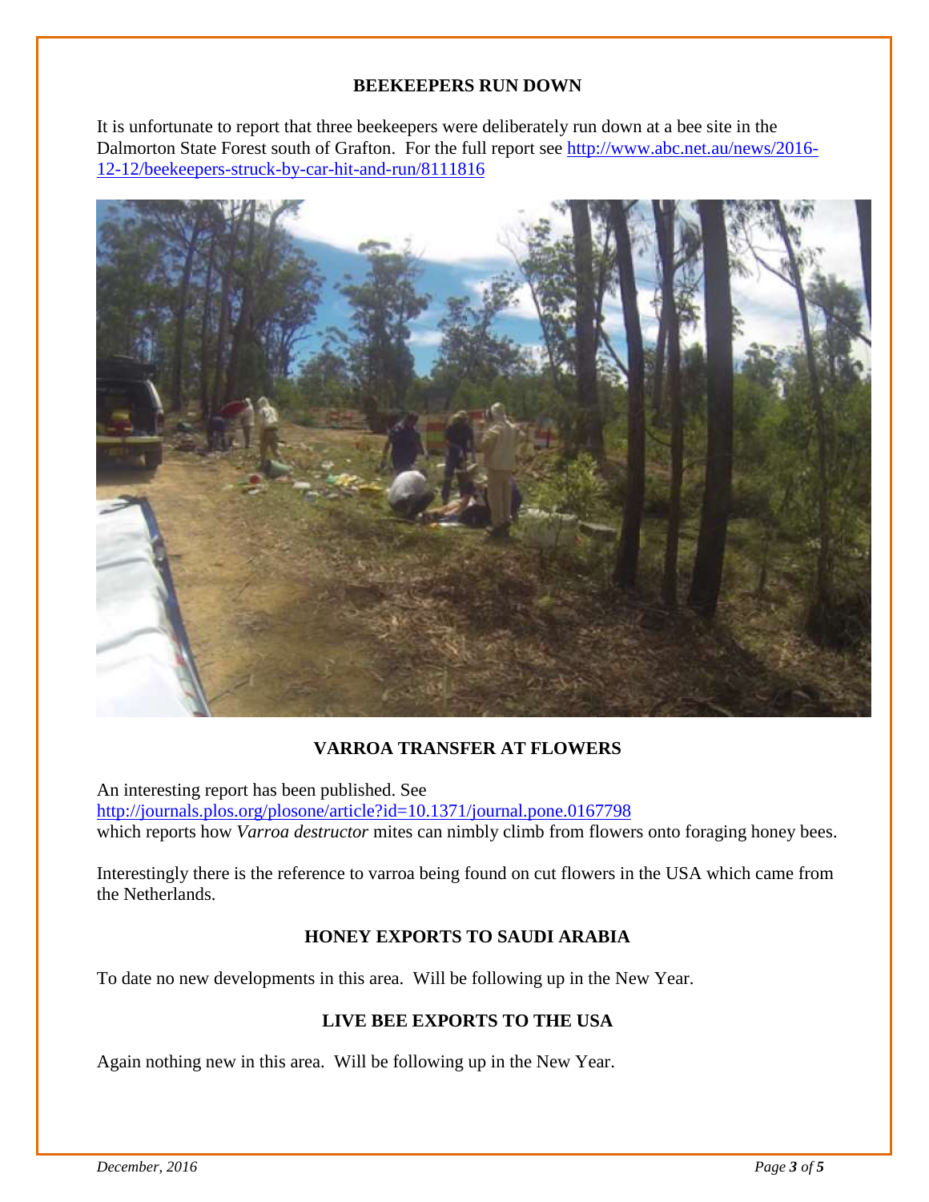## BEEKEEPERS RUN DOWN

It is unfortunate to report that three beekeepers were deliberately run down at a bee site in the Dalmorton State Forest south of Grafton. For the full report see http://www.abc.net.au/news/2016-12-12/beekeepers-struck-by-car-hit-and-run/8111816

## VARROA TRANSFER AT FLOWERS

An interesting report has been published. See http://journals.plos.org/plosone/article?id=10.1371/journal.pone.0167798 which reports how *Varroa destructor* mites can nimbly climb from flowers onto foraging honey bees.

Interestingly there is the reference to varroa being found on cut flowers in the USA which came from the Netherlands.

## HONEY EXPORTS TO SAUDI ARABIA

To date no new developments in this area. Will be following up in the New Year.

## LIVE BEE EXPORTS TO THE USA

Again nothing new in this area. Will be following up in the New Year.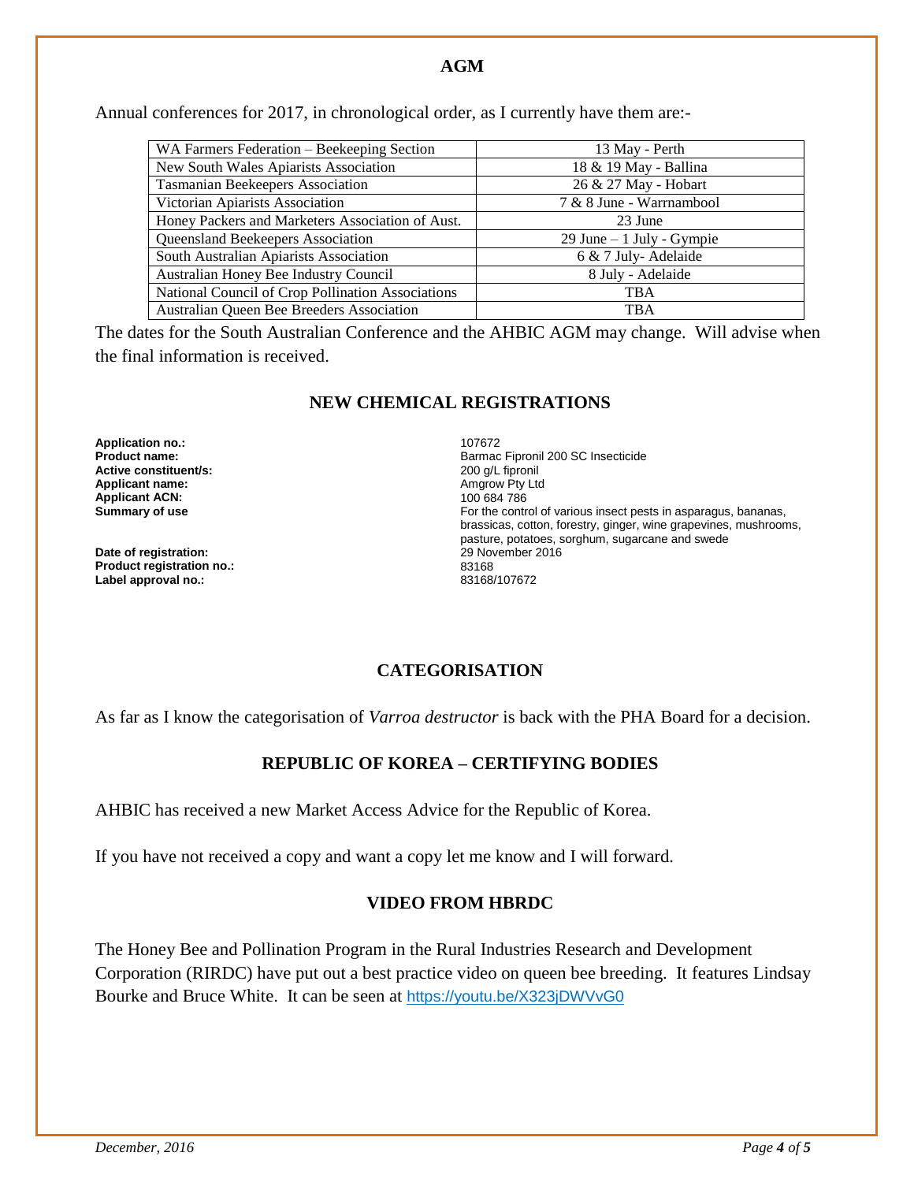## AGM

Annual conferences for 2017, in chronological order, as I currently have them are:-

| | |
|---|---|
| WA Farmers Federation – Beekeeping Section | 13 May - Perth |
| New South Wales Apiarists Association | 18 & 19 May - Ballina |
| Tasmanian Beekeepers Association | 26 & 27 May - Hobart |
| Victorian Apiarists Association | 7 & 8 June - Warrnambool |
| Honey Packers and Marketers Association of Aust. | 23 June |
| Queensland Beekeepers Association | 29 June – 1 July - Gympie |
| South Australian Apiarists Association | 6 & 7 July- Adelaide |
| Australian Honey Bee Industry Council | 8 July - Adelaide |
| National Council of Crop Pollination Associations | TBA |
| Australian Queen Bee Breeders Association | TBA |

The dates for the South Australian Conference and the AHBIC AGM may change. Will advise when the final information is received.

## NEW CHEMICAL REGISTRATIONS

**Application no.:** 107672
**Product name:** Barmac Fipronil 200 SC Insecticide
**Active constituent/s:** 200 g/L fipronil
**Applicant name:** Amgrow Pty Ltd
**Applicant ACN:** 100 684 786
**Summary of use** For the control of various insect pests in asparagus, bananas, brassicas, cotton, forestry, ginger, wine grapevines, mushrooms, pasture, potatoes, sorghum, sugarcane and swede
**Date of registration:** 29 November 2016
**Product registration no.:** 83168
**Label approval no.:** 83168/107672

## CATEGORISATION

As far as I know the categorisation of *Varroa destructor* is back with the PHA Board for a decision.

## REPUBLIC OF KOREA – CERTIFYING BODIES

AHBIC has received a new Market Access Advice for the Republic of Korea.

If you have not received a copy and want a copy let me know and I will forward.

## VIDEO FROM HBRDC

The Honey Bee and Pollination Program in the Rural Industries Research and Development Corporation (RIRDC) have put out a best practice video on queen bee breeding. It features Lindsay Bourke and Bruce White. It can be seen at https://youtu.be/X323jDWVvG0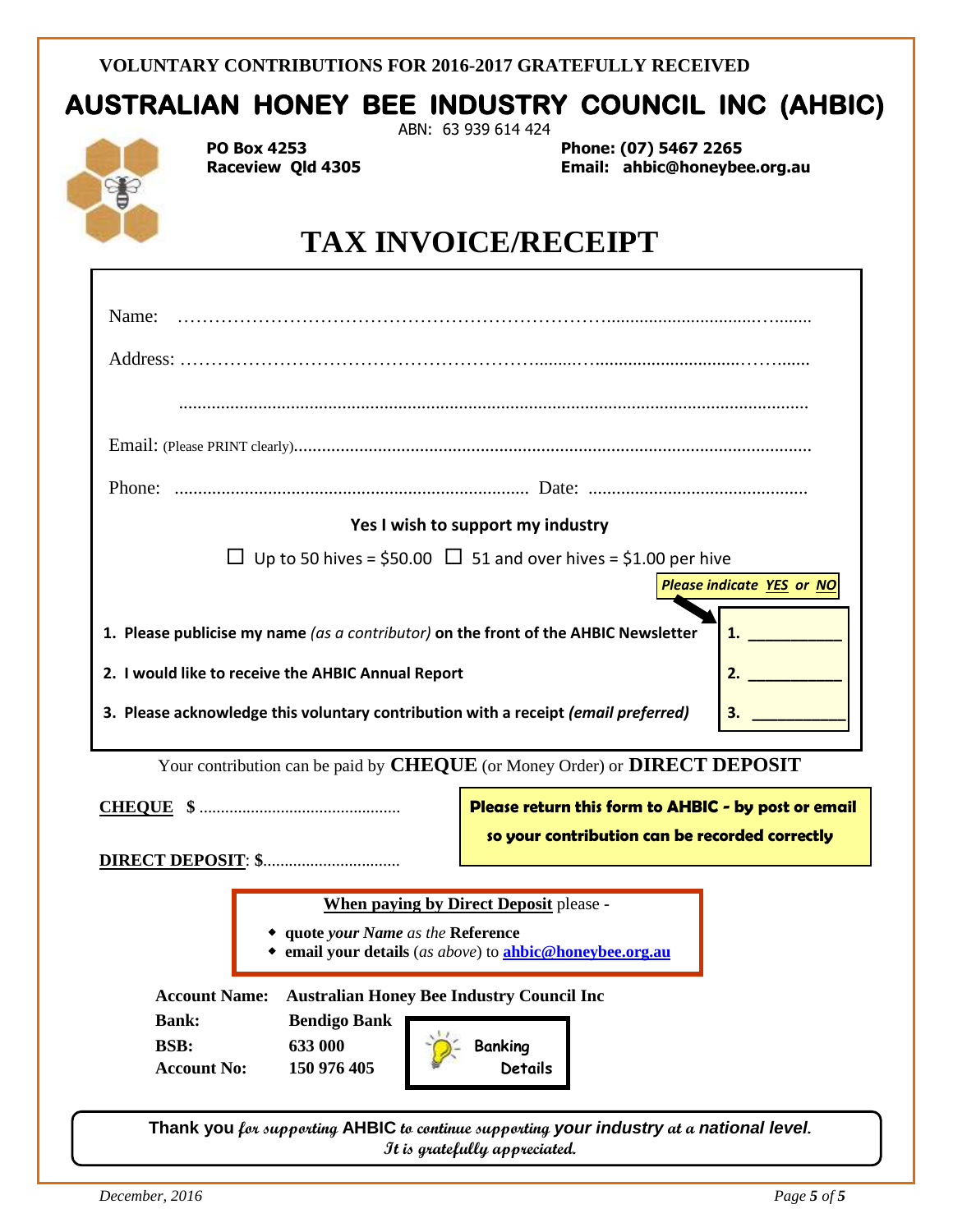**VOLUNTARY CONTRIBUTIONS FOR 2016-2017 GRATEFULLY RECEIVED**

# AUSTRALIAN HONEY BEE INDUSTRY COUNCIL INC (AHBIC)

ABN: 63 939 614 424

**PO Box 4253**
**Raceview Qld 4305**

**Phone: (07) 5467 2265**
**Email: ahbic@honeybee.org.au**

# TAX INVOICE/RECEIPT

Name: ……………………………………………………………………………………………

Address: ………………………………………………………………………………………

…………………………………………………………………………………………………

Email: (Please PRINT clearly)……………………………………………………………………

Phone: ……………………………………………… Date: ………………………………………

**Yes I wish to support my industry**

☐ Up to 50 hives = $50.00 ☐ 51 and over hives = $1.00 per hive

***Please indicate YES or NO***

1. **Please publicise my name** *(as a contributor)* **on the front of the AHBIC Newsletter** — **1.** ___________
2. **I would like to receive the AHBIC Annual Report** — **2.** ___________
3. **Please acknowledge this voluntary contribution with a receipt *(email preferred)*** — **3.** ___________

Your contribution can be paid by **CHEQUE** (or Money Order) or **DIRECT DEPOSIT**

**CHEQUE $** ……………………………………

**DIRECT DEPOSIT: $**……………………………

**Please return this form to AHBIC - by post or email so your contribution can be recorded correctly**

**When paying by Direct Deposit** please -

- **quote *your Name* as the Reference**
- **email your details** (*as above*) to **ahbic@honeybee.org.au**

**Banking Details**

| | |
|---|---|
| **Account Name:** | **Australian Honey Bee Industry Council Inc** |
| **Bank:** | **Bendigo Bank** |
| **BSB:** | **633 000** |
| **Account No:** | **150 976 405** |

**Thank you** *for supporting* **AHBIC** *to continue supporting* ***your industry*** *at a* ***national level.*** *It is gratefully appreciated.*